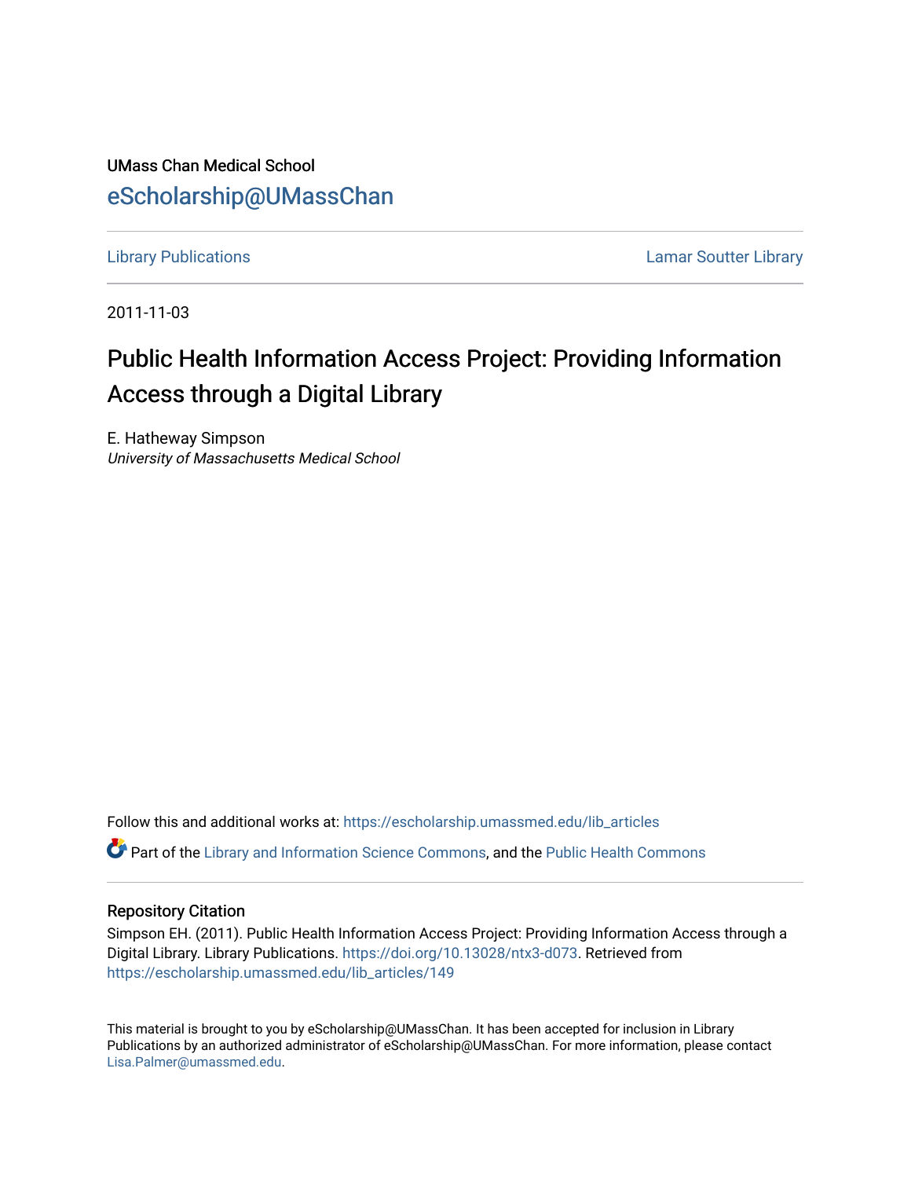UMass Chan Medical School

eScholarship@UMassChan

Library Publications | Lamar Soutter Library

2011-11-03

# Public Health Information Access Project: Providing Information Access through a Digital Library

E. Hatheway Simpson
*University of Massachusetts Medical School*

Follow this and additional works at: https://escholarship.umassmed.edu/lib_articles

Part of the Library and Information Science Commons, and the Public Health Commons

## Repository Citation

Simpson EH. (2011). Public Health Information Access Project: Providing Information Access through a Digital Library. Library Publications. https://doi.org/10.13028/ntx3-d073. Retrieved from https://escholarship.umassmed.edu/lib_articles/149

This material is brought to you by eScholarship@UMassChan. It has been accepted for inclusion in Library Publications by an authorized administrator of eScholarship@UMassChan. For more information, please contact Lisa.Palmer@umassmed.edu.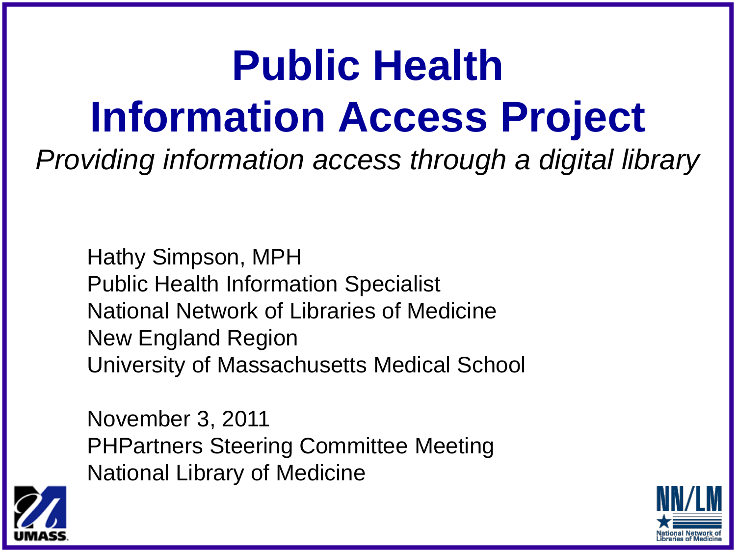# Public Health Information Access Project

*Providing information access through a digital library*

Hathy Simpson, MPH
Public Health Information Specialist
National Network of Libraries of Medicine
New England Region
University of Massachusetts Medical School

November 3, 2011
PHPartners Steering Committee Meeting
National Library of Medicine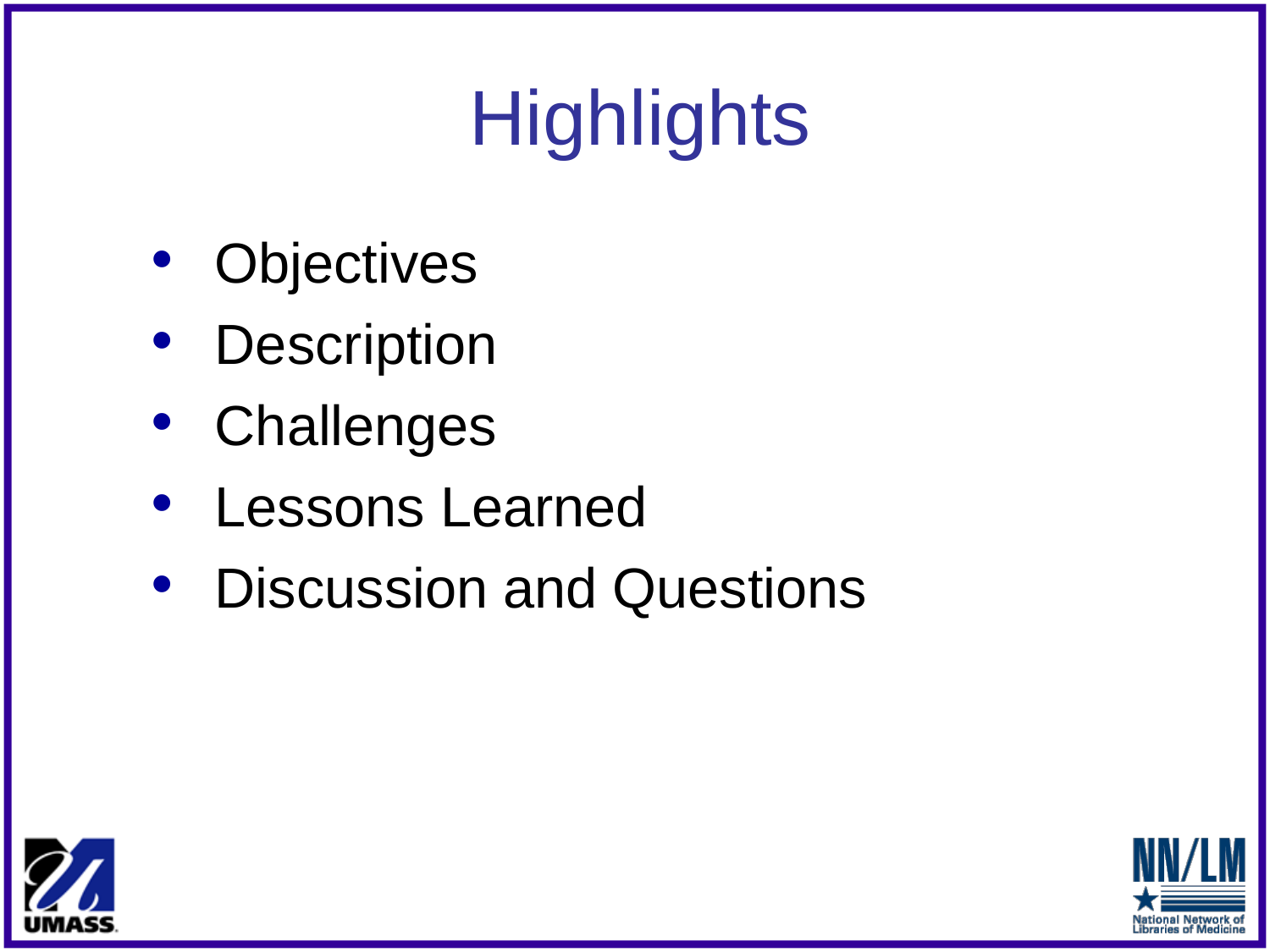# Highlights

- Objectives
- Description
- Challenges
- Lessons Learned
- Discussion and Questions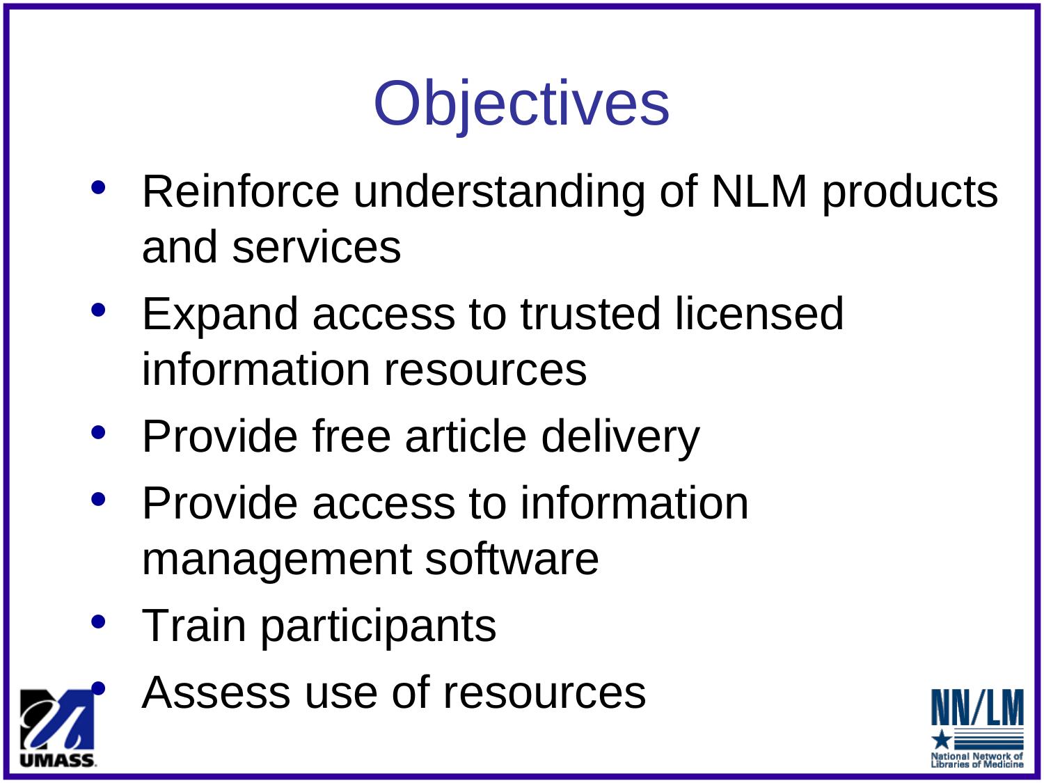# Objectives

- Reinforce understanding of NLM products and services
- Expand access to trusted licensed information resources
- Provide free article delivery
- Provide access to information management software
- Train participants
- Assess use of resources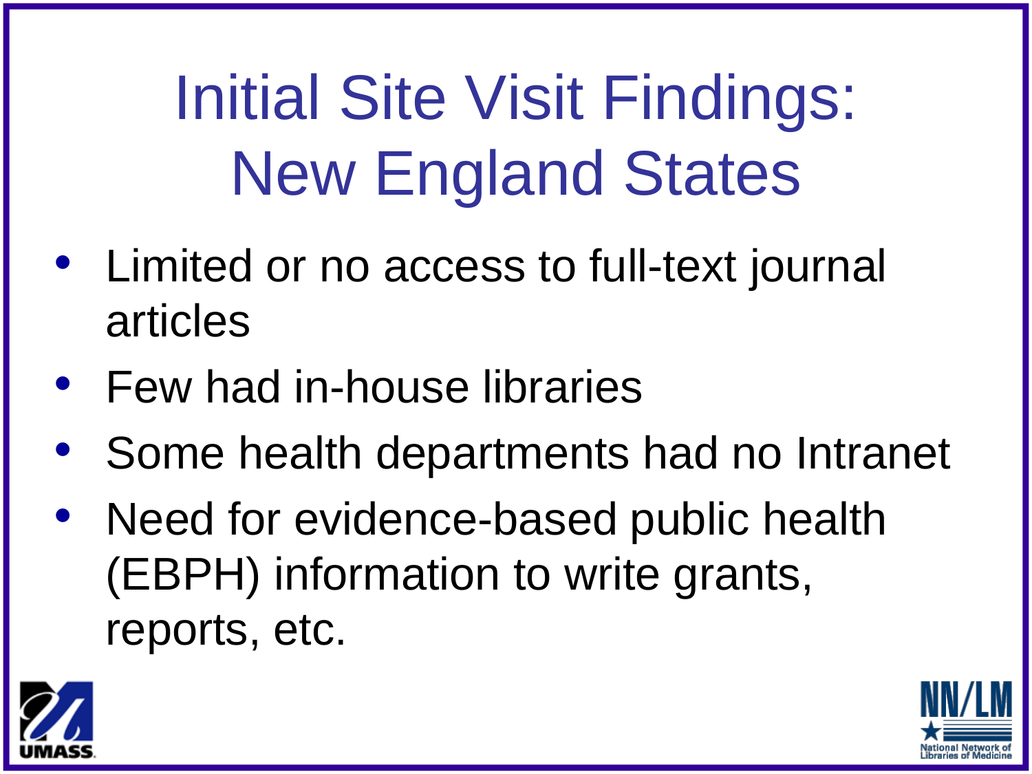# Initial Site Visit Findings: New England States

- Limited or no access to full-text journal articles
- Few had in-house libraries
- Some health departments had no Intranet
- Need for evidence-based public health (EBPH) information to write grants, reports, etc.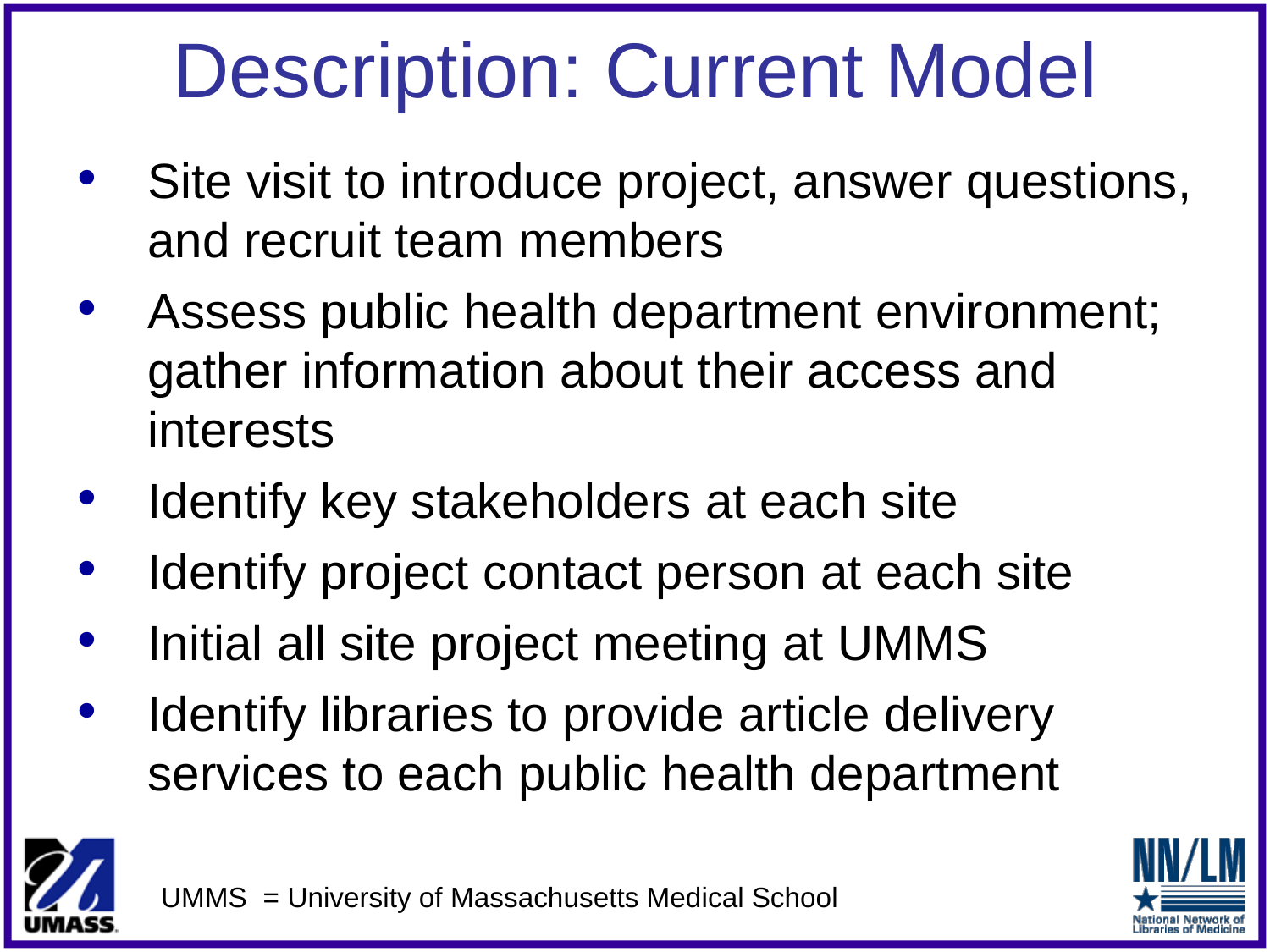# Description: Current Model

- Site visit to introduce project, answer questions, and recruit team members
- Assess public health department environment; gather information about their access and interests
- Identify key stakeholders at each site
- Identify project contact person at each site
- Initial all site project meeting at UMMS
- Identify libraries to provide article delivery services to each public health department

UMMS = University of Massachusetts Medical School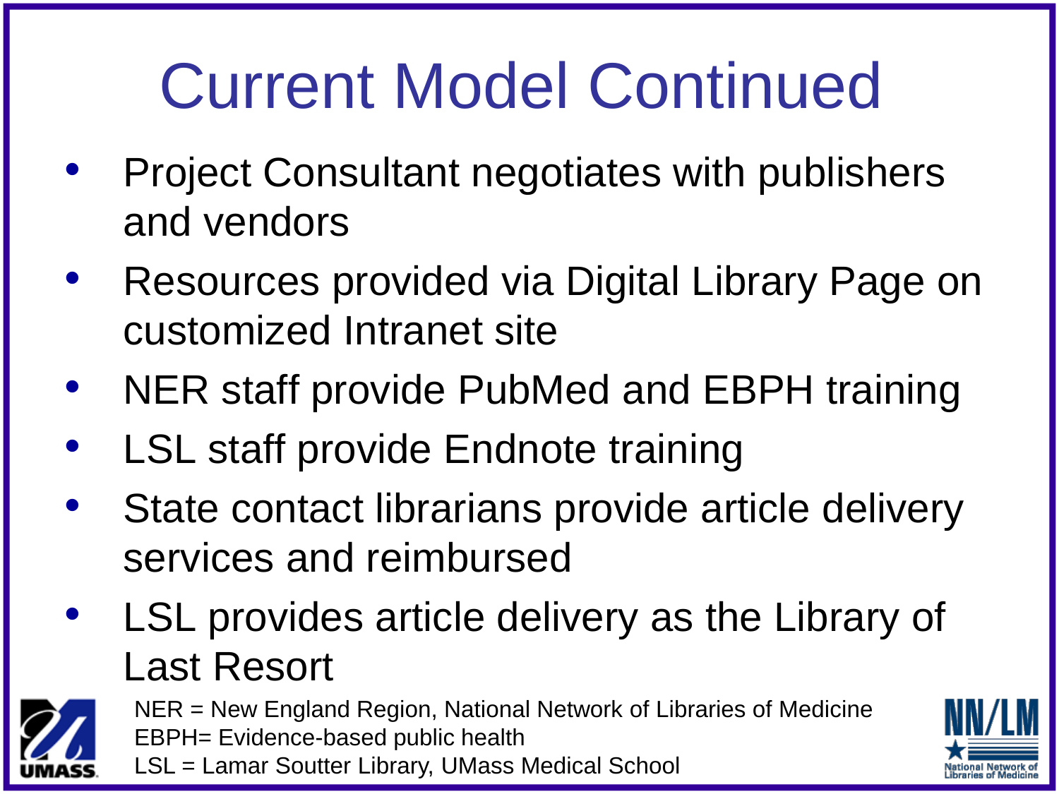# Current Model Continued

- Project Consultant negotiates with publishers and vendors
- Resources provided via Digital Library Page on customized Intranet site
- NER staff provide PubMed and EBPH training
- LSL staff provide Endnote training
- State contact librarians provide article delivery services and reimbursed
- LSL provides article delivery as the Library of Last Resort

NER = New England Region, National Network of Libraries of Medicine
EBPH= Evidence-based public health
LSL = Lamar Soutter Library, UMass Medical School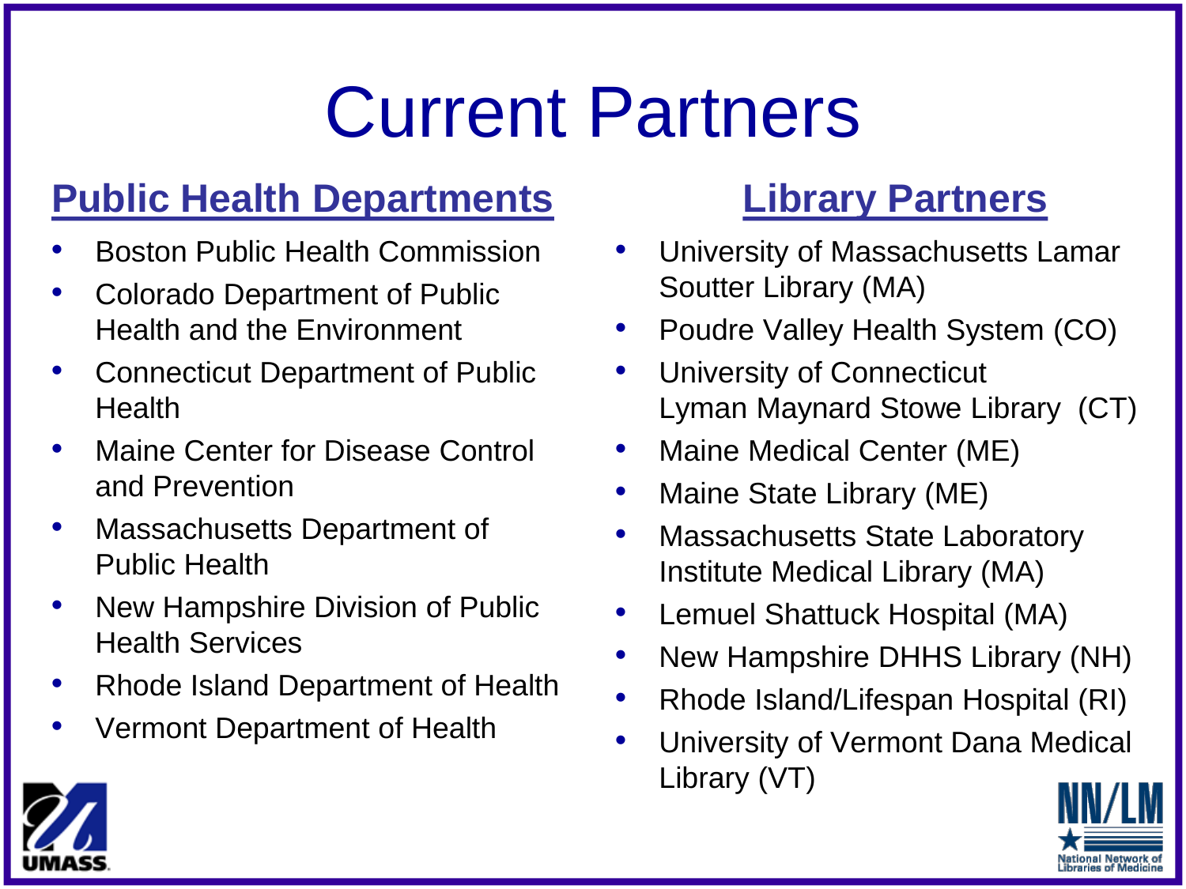# Current Partners

## Public Health Departments

- Boston Public Health Commission
- Colorado Department of Public Health and the Environment
- Connecticut Department of Public Health
- Maine Center for Disease Control and Prevention
- Massachusetts Department of Public Health
- New Hampshire Division of Public Health Services
- Rhode Island Department of Health
- Vermont Department of Health

## Library Partners

- University of Massachusetts Lamar Soutter Library (MA)
- Poudre Valley Health System (CO)
- University of Connecticut Lyman Maynard Stowe Library (CT)
- Maine Medical Center (ME)
- Maine State Library (ME)
- Massachusetts State Laboratory Institute Medical Library (MA)
- Lemuel Shattuck Hospital (MA)
- New Hampshire DHHS Library (NH)
- Rhode Island/Lifespan Hospital (RI)
- University of Vermont Dana Medical Library (VT)

UMASS

NN/LM National Network of Libraries of Medicine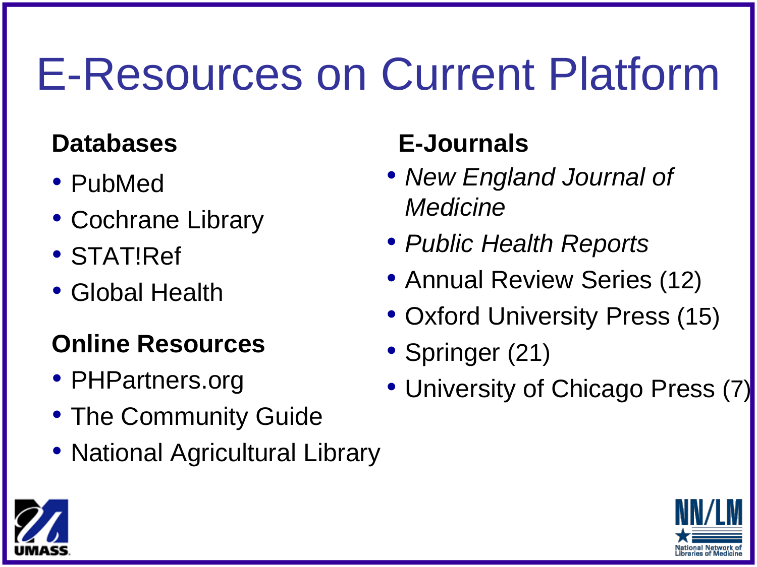# E-Resources on Current Platform

**Databases**

- PubMed
- Cochrane Library
- STAT!Ref
- Global Health

**Online Resources**

- PHPartners.org
- The Community Guide
- National Agricultural Library

**E-Journals**

- *New England Journal of Medicine*
- *Public Health Reports*
- Annual Review Series (12)
- Oxford University Press (15)
- Springer (21)
- University of Chicago Press (7)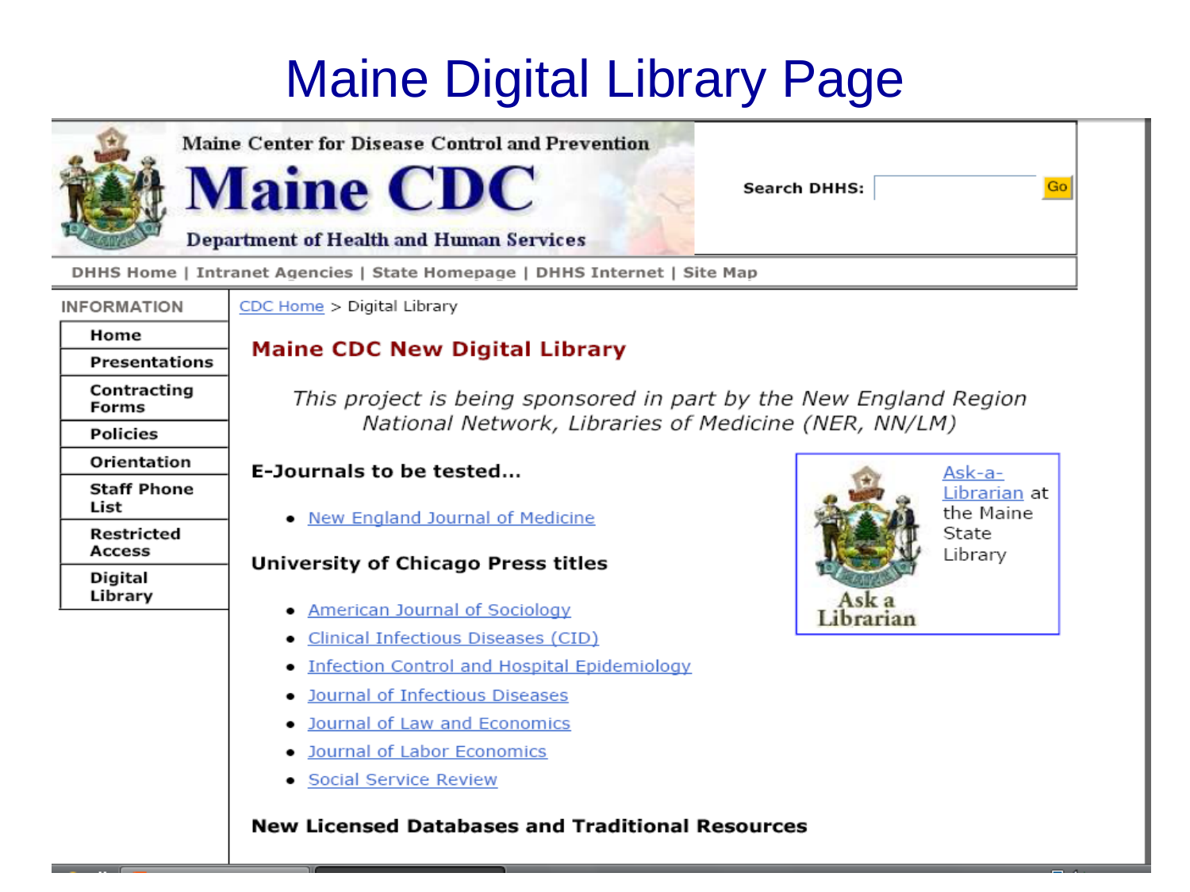# Maine Digital Library Page

Maine Center for Disease Control and Prevention

**Maine CDC**

Department of Health and Human Services

**Search DHHS:** Go

DHHS Home | Intranet Agencies | State Homepage | DHHS Internet | Site Map

**INFORMATION**

- Home
- Presentations
- Contracting Forms
- Policies
- Orientation
- Staff Phone List
- Restricted Access
- Digital Library

CDC Home > Digital Library

## Maine CDC New Digital Library

*This project is being sponsored in part by the New England Region National Network, Libraries of Medicine (NER, NN/LM)*

**E-Journals to be tested...**

- New England Journal of Medicine

**University of Chicago Press titles**

- American Journal of Sociology
- Clinical Infectious Diseases (CID)
- Infection Control and Hospital Epidemiology
- Journal of Infectious Diseases
- Journal of Law and Economics
- Journal of Labor Economics
- Social Service Review

Ask a Librarian

Ask-a-Librarian at the Maine State Library

**New Licensed Databases and Traditional Resources**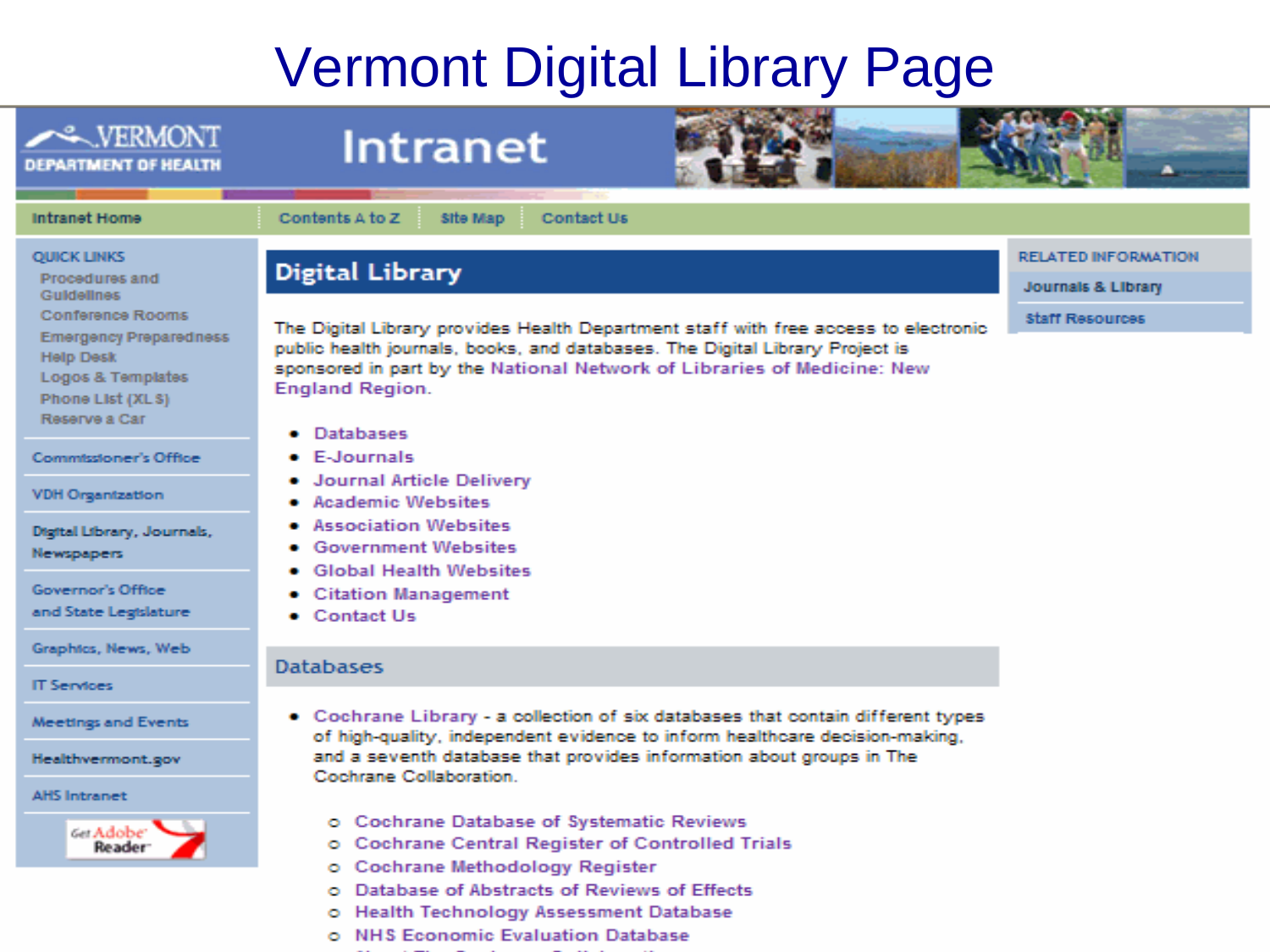# Vermont Digital Library Page

VERMONT DEPARTMENT OF HEALTH

Intranet

Intranet Home | Contents A to Z | Site Map | Contact Us

**QUICK LINKS**

- Procedures and Guidelines
- Conference Rooms
- Emergency Preparedness
- Help Desk
- Logos & Templates
- Phone List (XLS)
- Reserve a Car

Commissioner's Office

VDH Organization

Digital Library, Journals, Newspapers

Governor's Office and State Legislature

Graphics, News, Web

IT Services

Meetings and Events

Healthvermont.gov

AHS Intranet

Get Adobe Reader

## Digital Library

The Digital Library provides Health Department staff with free access to electronic public health journals, books, and databases. The Digital Library Project is sponsored in part by the National Network of Libraries of Medicine: New England Region.

- Databases
- E-Journals
- Journal Article Delivery
- Academic Websites
- Association Websites
- Government Websites
- Global Health Websites
- Citation Management
- Contact Us

### Databases

- Cochrane Library - a collection of six databases that contain different types of high-quality, independent evidence to inform healthcare decision-making, and a seventh database that provides information about groups in The Cochrane Collaboration.
  - Cochrane Database of Systematic Reviews
  - Cochrane Central Register of Controlled Trials
  - Cochrane Methodology Register
  - Database of Abstracts of Reviews of Effects
  - Health Technology Assessment Database
  - NHS Economic Evaluation Database

**RELATED INFORMATION**

- Journals & Library
- Staff Resources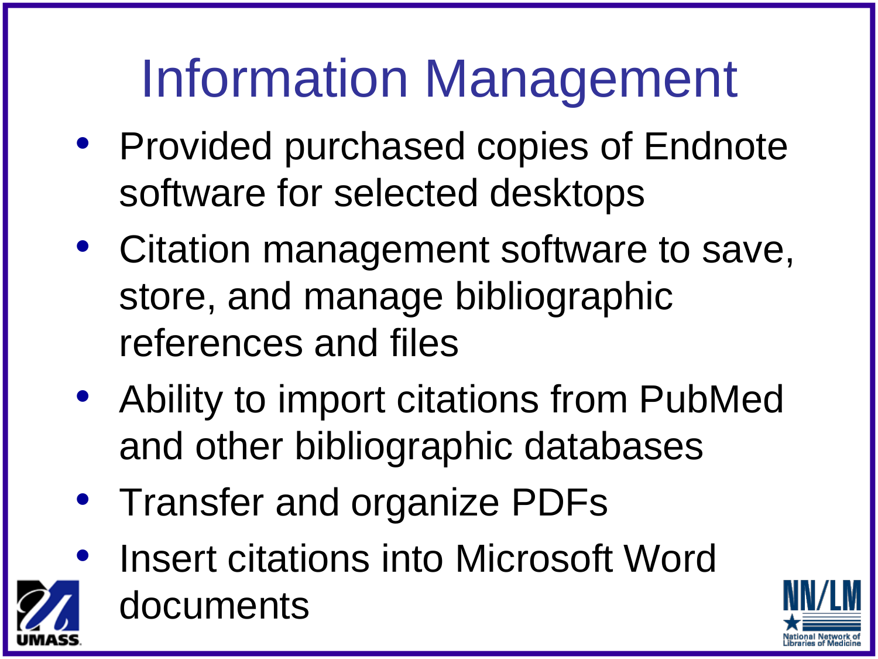# Information Management

- Provided purchased copies of Endnote software for selected desktops
- Citation management software to save, store, and manage bibliographic references and files
- Ability to import citations from PubMed and other bibliographic databases
- Transfer and organize PDFs
- Insert citations into Microsoft Word documents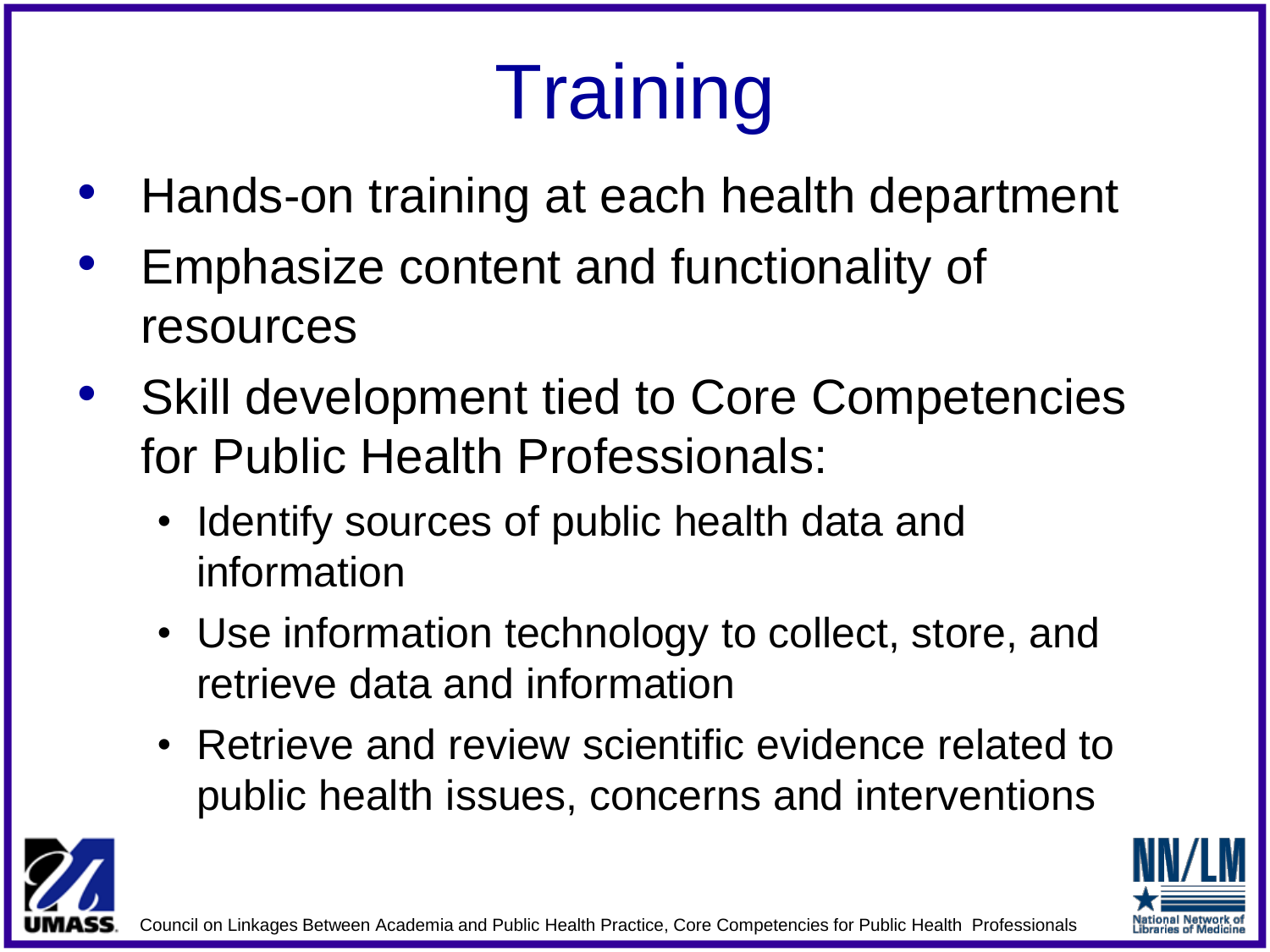# Training

- Hands-on training at each health department
- Emphasize content and functionality of resources
- Skill development tied to Core Competencies for Public Health Professionals:
  - Identify sources of public health data and information
  - Use information technology to collect, store, and retrieve data and information
  - Retrieve and review scientific evidence related to public health issues, concerns and interventions

Council on Linkages Between Academia and Public Health Practice, Core Competencies for Public Health Professionals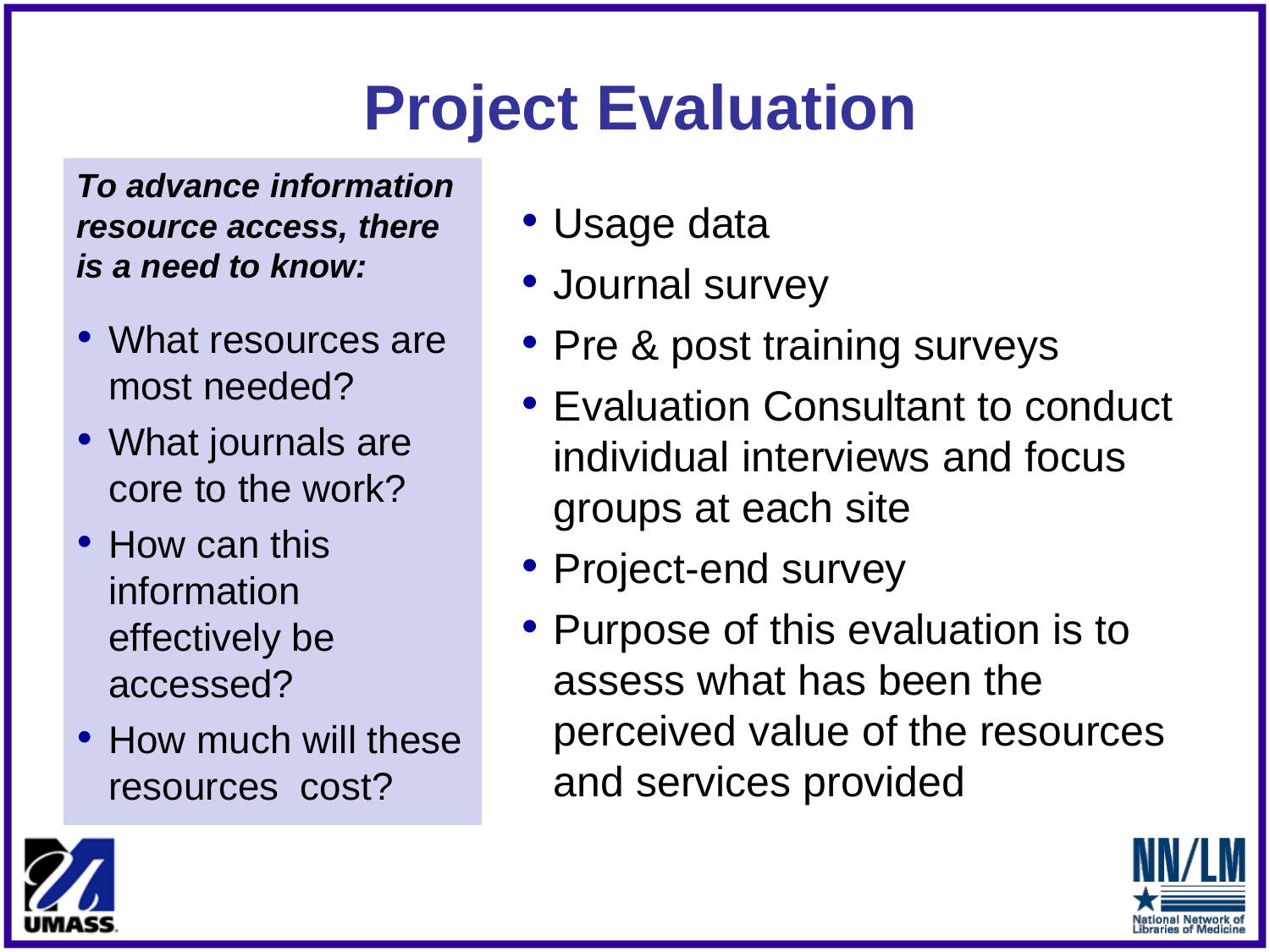# Project Evaluation

***To advance information resource access, there is a need to know:***

- What resources are most needed?
- What journals are core to the work?
- How can this information effectively be accessed?
- How much will these resources cost?

- Usage data
- Journal survey
- Pre & post training surveys
- Evaluation Consultant to conduct individual interviews and focus groups at each site
- Project-end survey
- Purpose of this evaluation is to assess what has been the perceived value of the resources and services provided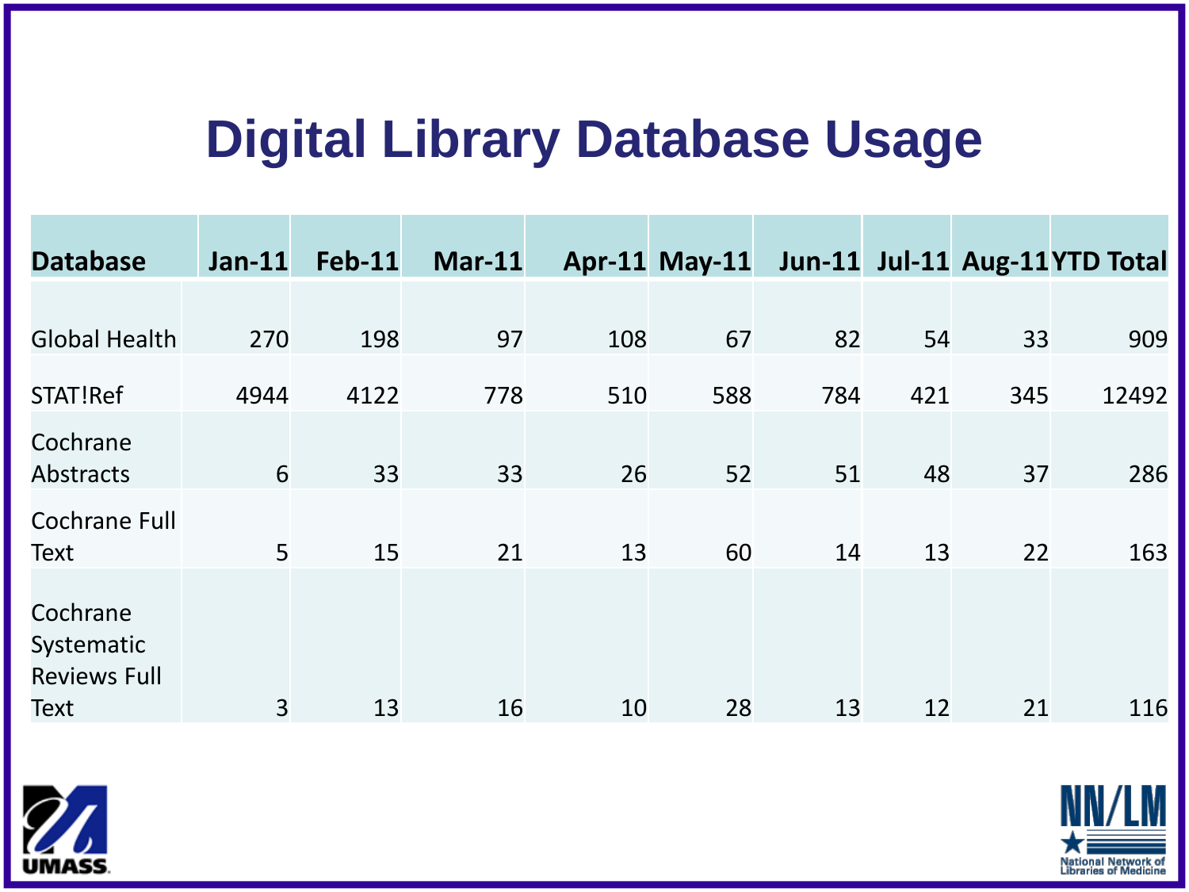# Digital Library Database Usage

| Database | Jan-11 | Feb-11 | Mar-11 | Apr-11 | May-11 | Jun-11 | Jul-11 | Aug-11 | YTD Total |
|---|---|---|---|---|---|---|---|---|---|
| Global Health | 270 | 198 | 97 | 108 | 67 | 82 | 54 | 33 | 909 |
| STAT!Ref | 4944 | 4122 | 778 | 510 | 588 | 784 | 421 | 345 | 12492 |
| Cochrane Abstracts | 6 | 33 | 33 | 26 | 52 | 51 | 48 | 37 | 286 |
| Cochrane Full Text | 5 | 15 | 21 | 13 | 60 | 14 | 13 | 22 | 163 |
| Cochrane Systematic Reviews Full Text | 3 | 13 | 16 | 10 | 28 | 13 | 12 | 21 | 116 |

UMASS

NN/LM National Network of Libraries of Medicine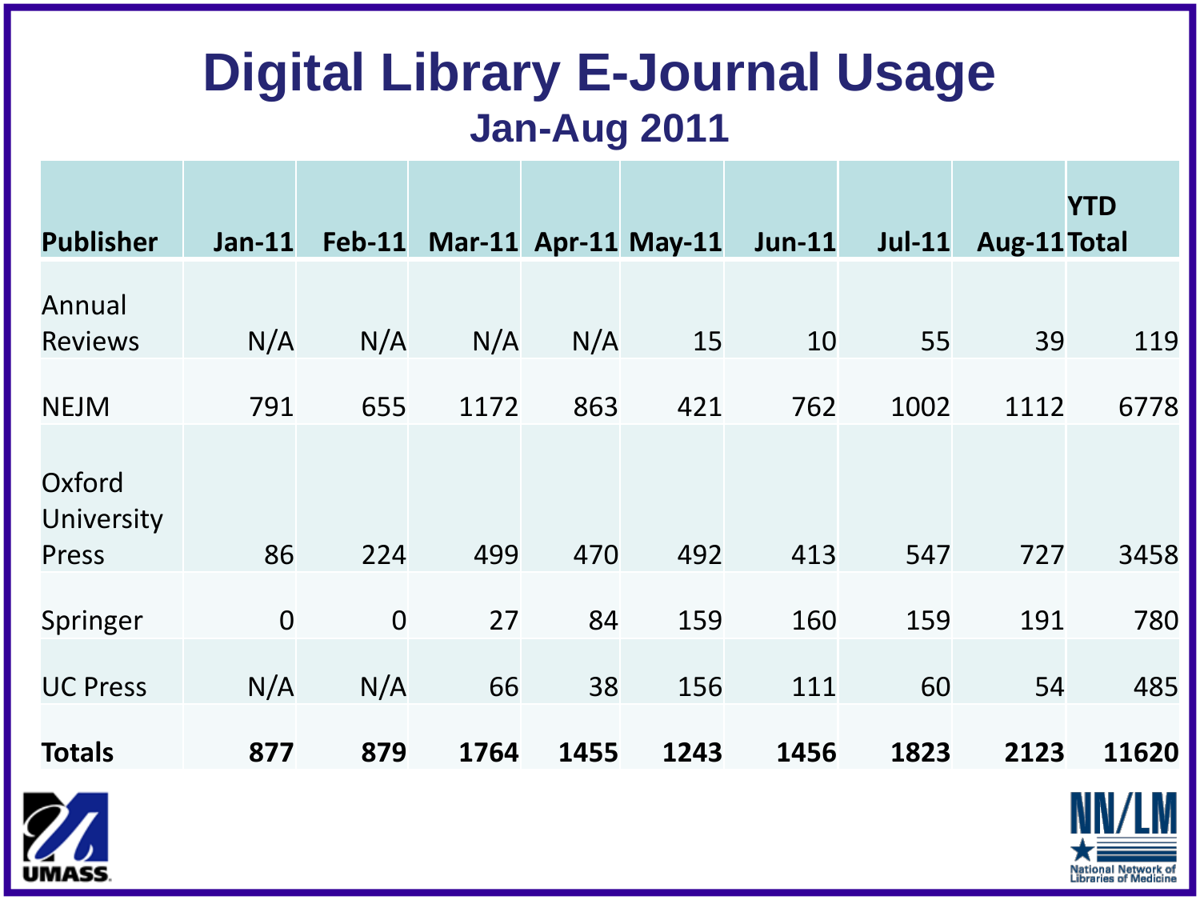# Digital Library E-Journal Usage

## Jan-Aug 2011

| Publisher | Jan-11 | Feb-11 | Mar-11 | Apr-11 | May-11 | Jun-11 | Jul-11 | Aug-11 | YTD Total |
|---|---|---|---|---|---|---|---|---|---|
| Annual Reviews | N/A | N/A | N/A | N/A | 15 | 10 | 55 | 39 | 119 |
| NEJM | 791 | 655 | 1172 | 863 | 421 | 762 | 1002 | 1112 | 6778 |
| Oxford University Press | 86 | 224 | 499 | 470 | 492 | 413 | 547 | 727 | 3458 |
| Springer | 0 | 0 | 27 | 84 | 159 | 160 | 159 | 191 | 780 |
| UC Press | N/A | N/A | 66 | 38 | 156 | 111 | 60 | 54 | 485 |
| **Totals** | **877** | **879** | **1764** | **1455** | **1243** | **1456** | **1823** | **2123** | **11620** |

UMASS

NN/LM National Network of Libraries of Medicine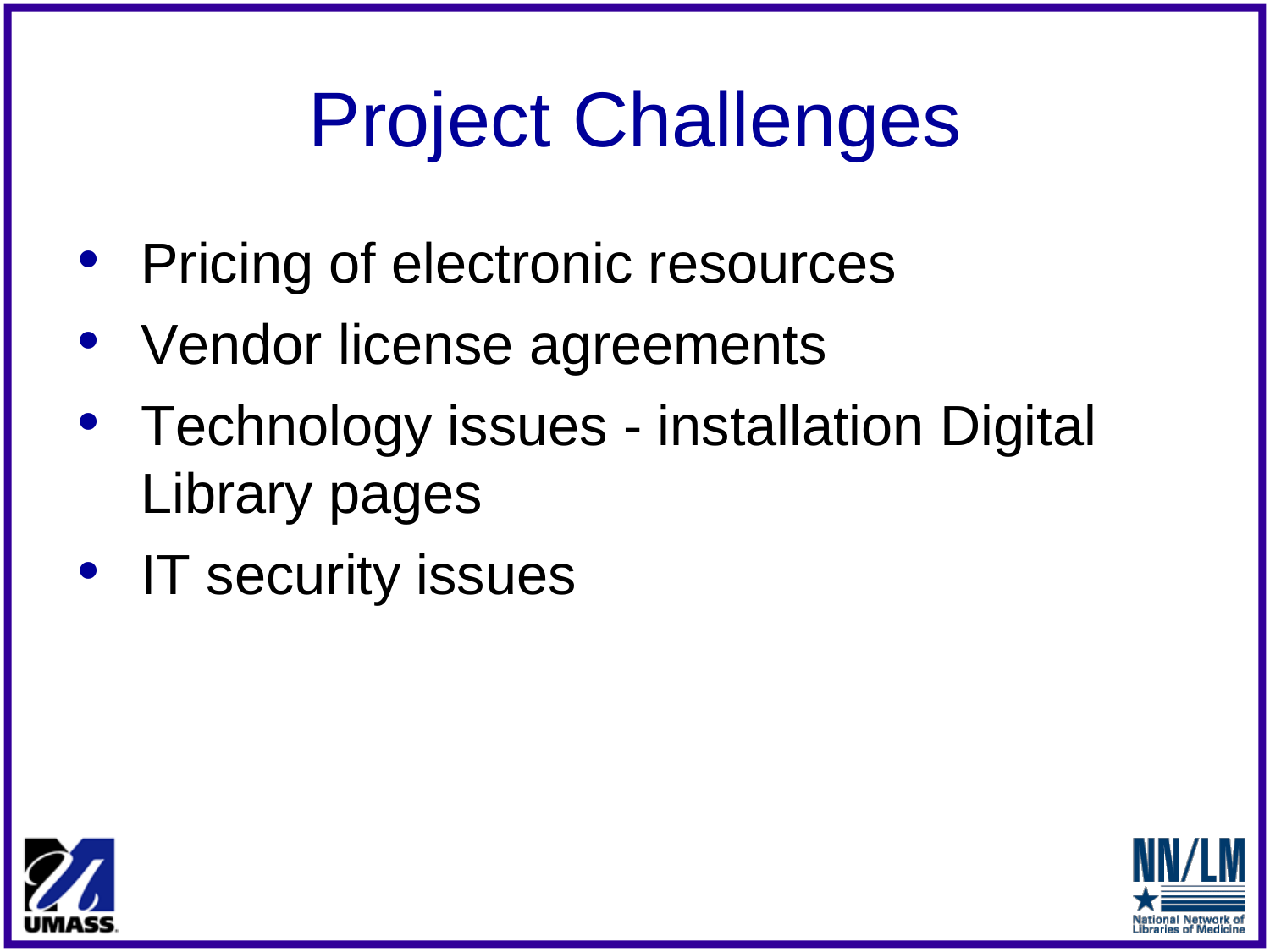# Project Challenges

- Pricing of electronic resources
- Vendor license agreements
- Technology issues - installation Digital Library pages
- IT security issues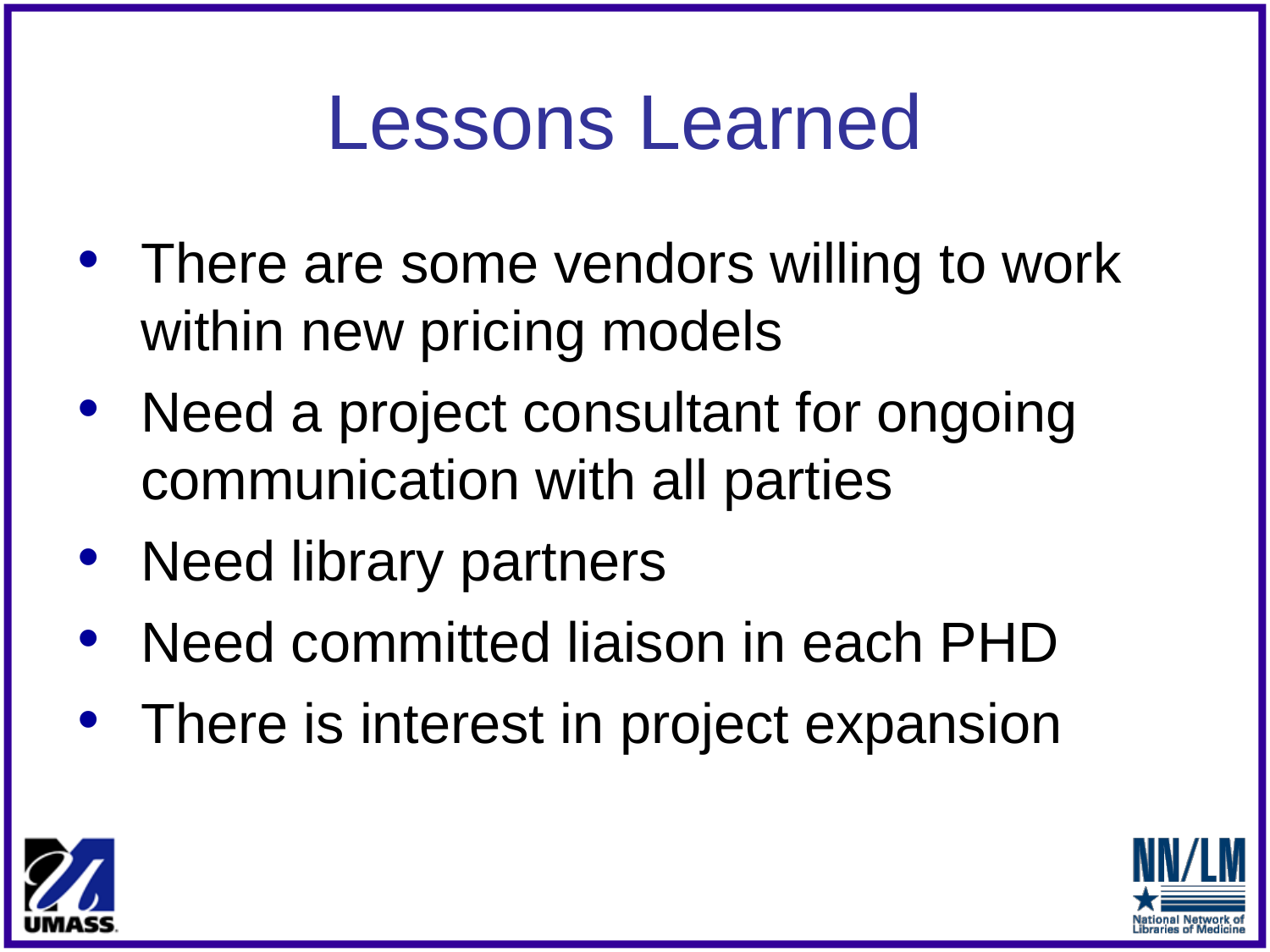# Lessons Learned

- There are some vendors willing to work within new pricing models
- Need a project consultant for ongoing communication with all parties
- Need library partners
- Need committed liaison in each PHD
- There is interest in project expansion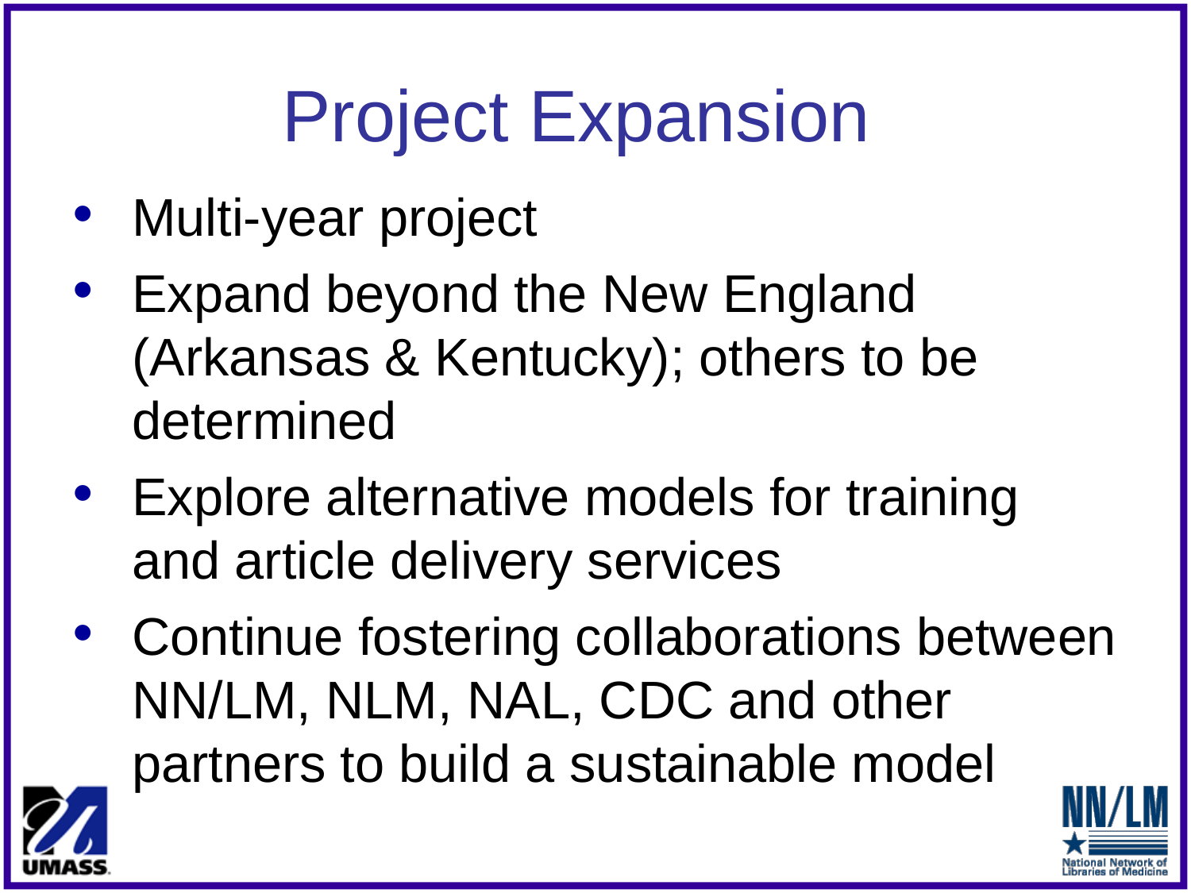# Project Expansion

- Multi-year project
- Expand beyond the New England (Arkansas & Kentucky); others to be determined
- Explore alternative models for training and article delivery services
- Continue fostering collaborations between NN/LM, NLM, NAL, CDC and other partners to build a sustainable model